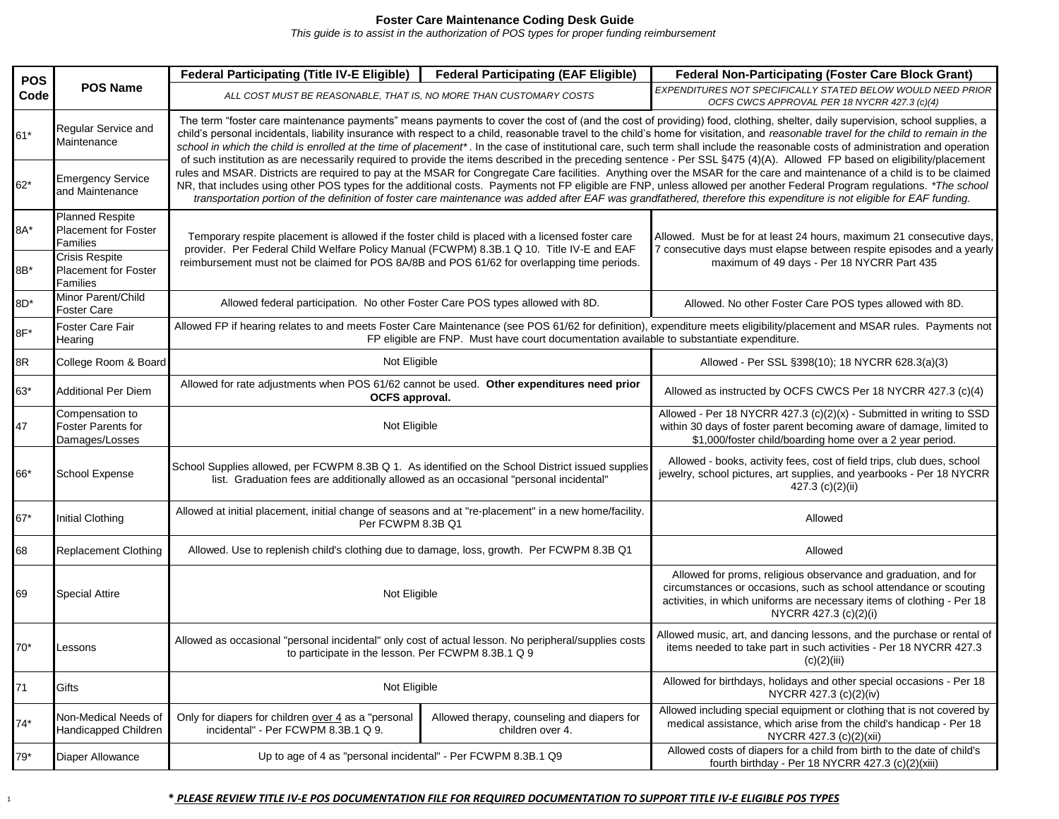**Foster Care Maintenance Coding Desk Guide**

*This guide is to assist in the authorization of POS types for proper funding reimbursement*

| POS Code | POS Name | Federal Participating (Title IV-E Eligible) | Federal Participating (EAF Eligible) | Federal Non-Participating (Foster Care Block Grant) |
|---|---|---|---|---|
| | | *ALL COST MUST BE REASONABLE, THAT IS, NO MORE THAN CUSTOMARY COSTS* | | *EXPENDITURES NOT SPECIFICALLY STATED BELOW WOULD NEED PRIOR OCFS CWCS APPROVAL PER 18 NYCRR 427.3 (c)(4)* |
| 61* | Regular Service and Maintenance | The term "foster care maintenance payments" means payments to cover the cost of (and the cost of providing) food, clothing, shelter, daily supervision, school supplies, a child's personal incidentals, liability insurance with respect to a child, reasonable travel to the child's home for visitation, and *reasonable travel for the child to remain in the school in which the child is enrolled at the time of placement** . In the case of institutional care, such term shall include the reasonable costs of administration and operation of such institution as are necessarily required to provide the items described in the preceding sentence - Per SSL §475 (4)(A). Allowed FP based on eligibility/placement rules and MSAR. Districts are required to pay at the MSAR for Congregate Care facilities. Anything over the MSAR for the care and maintenance of a child is to be claimed NR, that includes using other POS types for the additional costs. Payments not FP eligible are FNP, unless allowed per another Federal Program regulations. *\*The school transportation portion of the definition of foster care maintenance was added after EAF was grandfathered, therefore this expenditure is not eligible for EAF funding.* | | |
| 62* | Emergency Service and Maintenance | | | |
| 8A* | Planned Respite Placement for Foster Families | Temporary respite placement is allowed if the foster child is placed with a licensed foster care provider. Per Federal Child Welfare Policy Manual (FCWPM) 8.3B.1 Q 10. Title IV-E and EAF reimbursement must not be claimed for POS 8A/8B and POS 61/62 for overlapping time periods. | | Allowed. Must be for at least 24 hours, maximum 21 consecutive days, 7 consecutive days must elapse between respite episodes and a yearly maximum of 49 days - Per 18 NYCRR Part 435 |
| 8B* | Crisis Respite Placement for Foster Families | | | |
| 8D* | Minor Parent/Child Foster Care | Allowed federal participation. No other Foster Care POS types allowed with 8D. | | Allowed. No other Foster Care POS types allowed with 8D. |
| 8F* | Foster Care Fair Hearing | Allowed FP if hearing relates to and meets Foster Care Maintenance (see POS 61/62 for definition), expenditure meets eligibility/placement and MSAR rules. Payments not FP eligible are FNP. Must have court documentation available to substantiate expenditure. | | |
| 8R | College Room & Board | Not Eligible | | Allowed - Per SSL §398(10); 18 NYCRR 628.3(a)(3) |
| 63* | Additional Per Diem | Allowed for rate adjustments when POS 61/62 cannot be used. **Other expenditures need prior OCFS approval.** | | Allowed as instructed by OCFS CWCS Per 18 NYCRR 427.3 (c)(4) |
| 47 | Compensation to Foster Parents for Damages/Losses | Not Eligible | | Allowed - Per 18 NYCRR 427.3 (c)(2)(x) - Submitted in writing to SSD within 30 days of foster parent becoming aware of damage, limited to $1,000/foster child/boarding home over a 2 year period. |
| 66* | School Expense | School Supplies allowed, per FCWPM 8.3B Q 1. As identified on the School District issued supplies list. Graduation fees are additionally allowed as an occasional "personal incidental" | | Allowed - books, activity fees, cost of field trips, club dues, school jewelry, school pictures, art supplies, and yearbooks - Per 18 NYCRR 427.3 (c)(2)(ii) |
| 67* | Initial Clothing | Allowed at initial placement, initial change of seasons and at "re-placement" in a new home/facility. Per FCWPM 8.3B Q1 | | Allowed |
| 68 | Replacement Clothing | Allowed. Use to replenish child's clothing due to damage, loss, growth. Per FCWPM 8.3B Q1 | | Allowed |
| 69 | Special Attire | Not Eligible | | Allowed for proms, religious observance and graduation, and for circumstances or occasions, such as school attendance or scouting activities, in which uniforms are necessary items of clothing - Per 18 NYCRR 427.3 (c)(2)(i) |
| 70* | Lessons | Allowed as occasional "personal incidental" only cost of actual lesson. No peripheral/supplies costs to participate in the lesson. Per FCWPM 8.3B.1 Q 9 | | Allowed music, art, and dancing lessons, and the purchase or rental of items needed to take part in such activities - Per 18 NYCRR 427.3 (c)(2)(iii) |
| 71 | Gifts | Not Eligible | | Allowed for birthdays, holidays and other special occasions - Per 18 NYCRR 427.3 (c)(2)(iv) |
| 74* | Non-Medical Needs of Handicapped Children | Only for diapers for children <u>over 4</u> as a "personal incidental" - Per FCWPM 8.3B.1 Q 9. | Allowed therapy, counseling and diapers for children over 4. | Allowed including special equipment or clothing that is not covered by medical assistance, which arise from the child's handicap - Per 18 NYCRR 427.3 (c)(2)(xii) |
| 79* | Diaper Allowance | Up to age of 4 as "personal incidental" - Per FCWPM 8.3B.1 Q9 | | Allowed costs of diapers for a child from birth to the date of child's fourth birthday - Per 18 NYCRR 427.3 (c)(2)(xiii) |

***\* PLEASE REVIEW TITLE IV-E POS DOCUMENTATION FILE FOR REQUIRED DOCUMENTATION TO SUPPORT TITLE IV-E ELIGIBLE POS TYPES***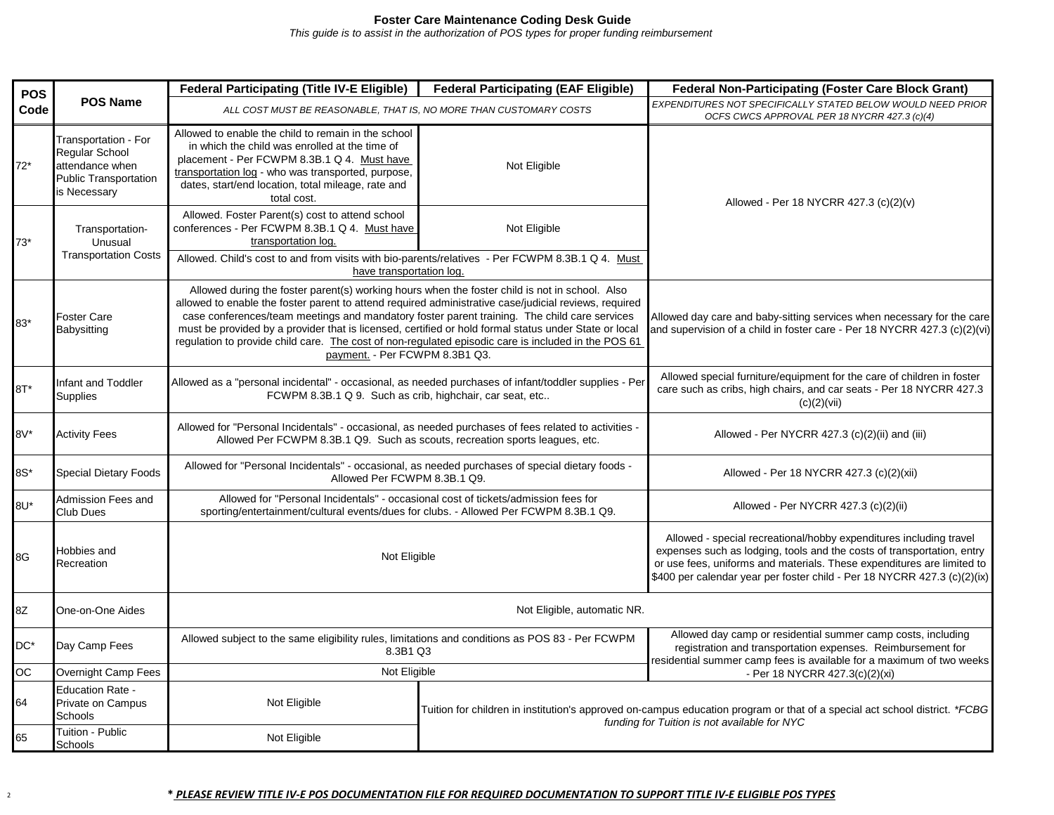# Foster Care Maintenance Coding Desk Guide

*This guide is to assist in the authorization of POS types for proper funding reimbursement*

| POS Code | POS Name | Federal Participating (Title IV-E Eligible) | Federal Participating (EAF Eligible) | Federal Non-Participating (Foster Care Block Grant) |
|---|---|---|---|---|
| | | *ALL COST MUST BE REASONABLE, THAT IS, NO MORE THAN CUSTOMARY COSTS* | | *EXPENDITURES NOT SPECIFICALLY STATED BELOW WOULD NEED PRIOR OCFS CWCS APPROVAL PER 18 NYCRR 427.3 (c)(4)* |
| 72* | Transportation - For Regular School attendance when Public Transportation is Necessary | Allowed to enable the child to remain in the school in which the child was enrolled at the time of placement - Per FCWPM 8.3B.1 Q 4. Must have transportation log - who was transported, purpose, dates, start/end location, total mileage, rate and total cost. | Not Eligible | Allowed - Per 18 NYCRR 427.3 (c)(2)(v) |
| 73* | Transportation- Unusual Transportation Costs | Allowed. Foster Parent(s) cost to attend school conferences - Per FCWPM 8.3B.1 Q 4. Must have transportation log. | Not Eligible | |
| | | Allowed. Child's cost to and from visits with bio-parents/relatives - Per FCWPM 8.3B.1 Q 4. Must have transportation log. | | |
| 83* | Foster Care Babysitting | Allowed during the foster parent(s) working hours when the foster child is not in school. Also allowed to enable the foster parent to attend required administrative case/judicial reviews, required case conferences/team meetings and mandatory foster parent training. The child care services must be provided by a provider that is licensed, certified or hold formal status under State or local regulation to provide child care. The cost of non-regulated episodic care is included in the POS 61 payment. - Per FCWPM 8.3B1 Q3. | | Allowed day care and baby-sitting services when necessary for the care and supervision of a child in foster care - Per 18 NYCRR 427.3 (c)(2)(vi) |
| 8T* | Infant and Toddler Supplies | Allowed as a "personal incidental" - occasional, as needed purchases of infant/toddler supplies - Per FCWPM 8.3B.1 Q 9. Such as crib, highchair, car seat, etc.. | | Allowed special furniture/equipment for the care of children in foster care such as cribs, high chairs, and car seats - Per 18 NYCRR 427.3 (c)(2)(vii) |
| 8V* | Activity Fees | Allowed for "Personal Incidentals" - occasional, as needed purchases of fees related to activities - Allowed Per FCWPM 8.3B.1 Q9. Such as scouts, recreation sports leagues, etc. | | Allowed - Per NYCRR 427.3 (c)(2)(ii) and (iii) |
| 8S* | Special Dietary Foods | Allowed for "Personal Incidentals" - occasional, as needed purchases of special dietary foods - Allowed Per FCWPM 8.3B.1 Q9. | | Allowed - Per 18 NYCRR 427.3 (c)(2)(xii) |
| 8U* | Admission Fees and Club Dues | Allowed for "Personal Incidentals" - occasional cost of tickets/admission fees for sporting/entertainment/cultural events/dues for clubs. - Allowed Per FCWPM 8.3B.1 Q9. | | Allowed - Per NYCRR 427.3 (c)(2)(ii) |
| 8G | Hobbies and Recreation | Not Eligible | | Allowed - special recreational/hobby expenditures including travel expenses such as lodging, tools and the costs of transportation, entry or use fees, uniforms and materials. These expenditures are limited to $400 per calendar year per foster child - Per 18 NYCRR 427.3 (c)(2)(ix) |
| 8Z | One-on-One Aides | Not Eligible, automatic NR. | | |
| DC* | Day Camp Fees | Allowed subject to the same eligibility rules, limitations and conditions as POS 83 - Per FCWPM 8.3B1 Q3 | | Allowed day camp or residential summer camp costs, including registration and transportation expenses. Reimbursement for residential summer camp fees is available for a maximum of two weeks - Per 18 NYCRR 427.3(c)(2)(xi) |
| OC | Overnight Camp Fees | Not Eligible | | |
| 64 | Education Rate - Private on Campus Schools | Not Eligible | Tuition for children in institution's approved on-campus education program or that of a special act school district. *\*FCBG funding for Tuition is not available for NYC* | |
| 65 | Tuition - Public Schools | Not Eligible | | |

**\* *PLEASE REVIEW TITLE IV-E POS DOCUMENTATION FILE FOR REQUIRED DOCUMENTATION TO SUPPORT TITLE IV-E ELIGIBLE POS TYPES***